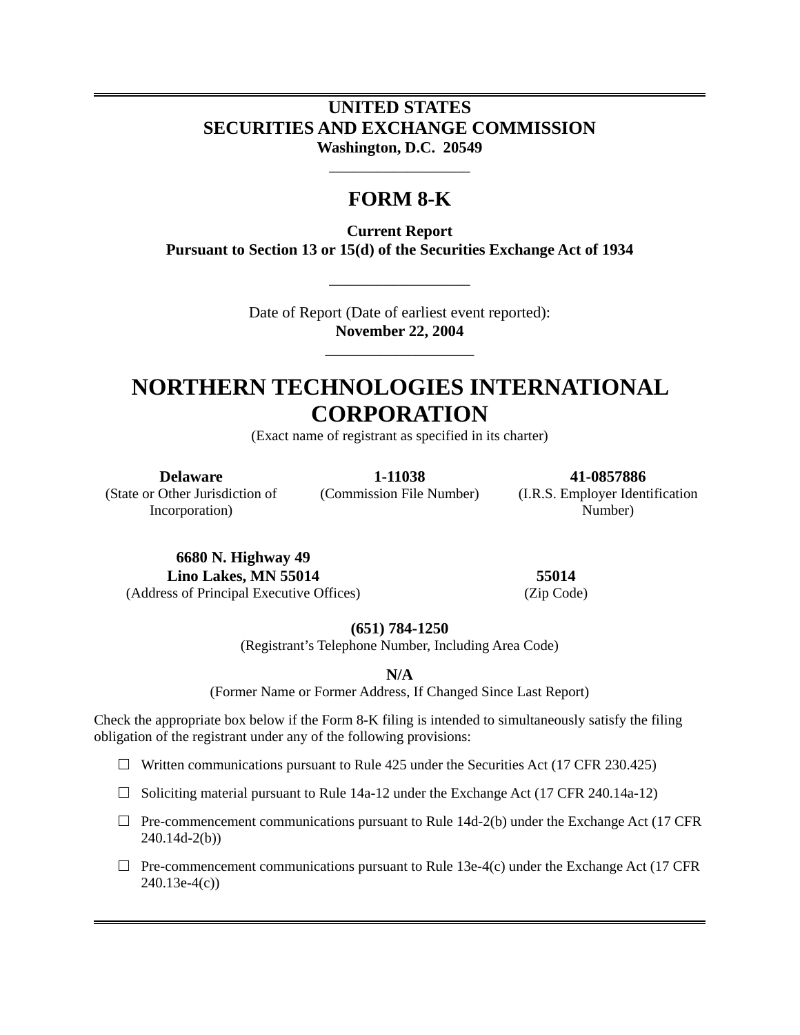# UNITED STATES
# SECURITIES AND EXCHANGE COMMISSION

**Washington, D.C. 20549**

---

## FORM 8-K

**Current Report**
**Pursuant to Section 13 or 15(d) of the Securities Exchange Act of 1934**

---

Date of Report (Date of earliest event reported):
**November 22, 2004**

---

# NORTHERN TECHNOLOGIES INTERNATIONAL CORPORATION

(Exact name of registrant as specified in its charter)

| **Delaware** | **1-11038** | **41-0857886** |
|---|---|---|
| (State or Other Jurisdiction of Incorporation) | (Commission File Number) | (I.R.S. Employer Identification Number) |

| **6680 N. Highway 49**<br>**Lino Lakes, MN 55014** | **55014** |
|---|---|
| (Address of Principal Executive Offices) | (Zip Code) |

**(651) 784-1250**
(Registrant's Telephone Number, Including Area Code)

**N/A**
(Former Name or Former Address, If Changed Since Last Report)

Check the appropriate box below if the Form 8-K filing is intended to simultaneously satisfy the filing obligation of the registrant under any of the following provisions:

☐ Written communications pursuant to Rule 425 under the Securities Act (17 CFR 230.425)

☐ Soliciting material pursuant to Rule 14a-12 under the Exchange Act (17 CFR 240.14a-12)

☐ Pre-commencement communications pursuant to Rule 14d-2(b) under the Exchange Act (17 CFR 240.14d-2(b))

☐ Pre-commencement communications pursuant to Rule 13e-4(c) under the Exchange Act (17 CFR 240.13e-4(c))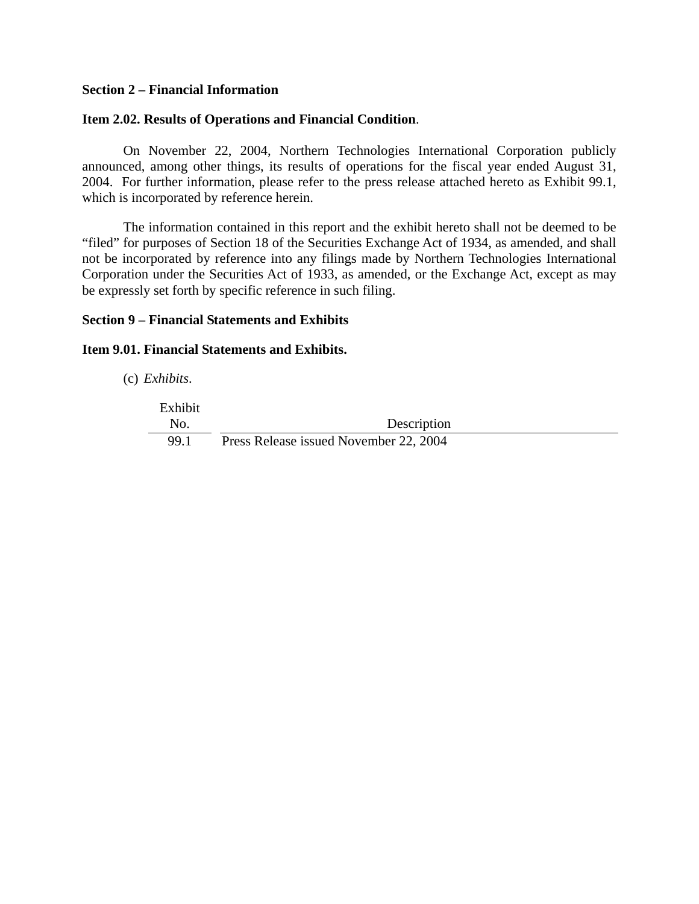**Section 2 – Financial Information**

**Item 2.02. Results of Operations and Financial Condition**.

On November 22, 2004, Northern Technologies International Corporation publicly announced, among other things, its results of operations for the fiscal year ended August 31, 2004. For further information, please refer to the press release attached hereto as Exhibit 99.1, which is incorporated by reference herein.

The information contained in this report and the exhibit hereto shall not be deemed to be "filed" for purposes of Section 18 of the Securities Exchange Act of 1934, as amended, and shall not be incorporated by reference into any filings made by Northern Technologies International Corporation under the Securities Act of 1933, as amended, or the Exchange Act, except as may be expressly set forth by specific reference in such filing.

**Section 9 – Financial Statements and Exhibits**

**Item 9.01. Financial Statements and Exhibits.**

(c) *Exhibits*.

| Exhibit No. | Description |
|---|---|
| 99.1 | Press Release issued November 22, 2004 |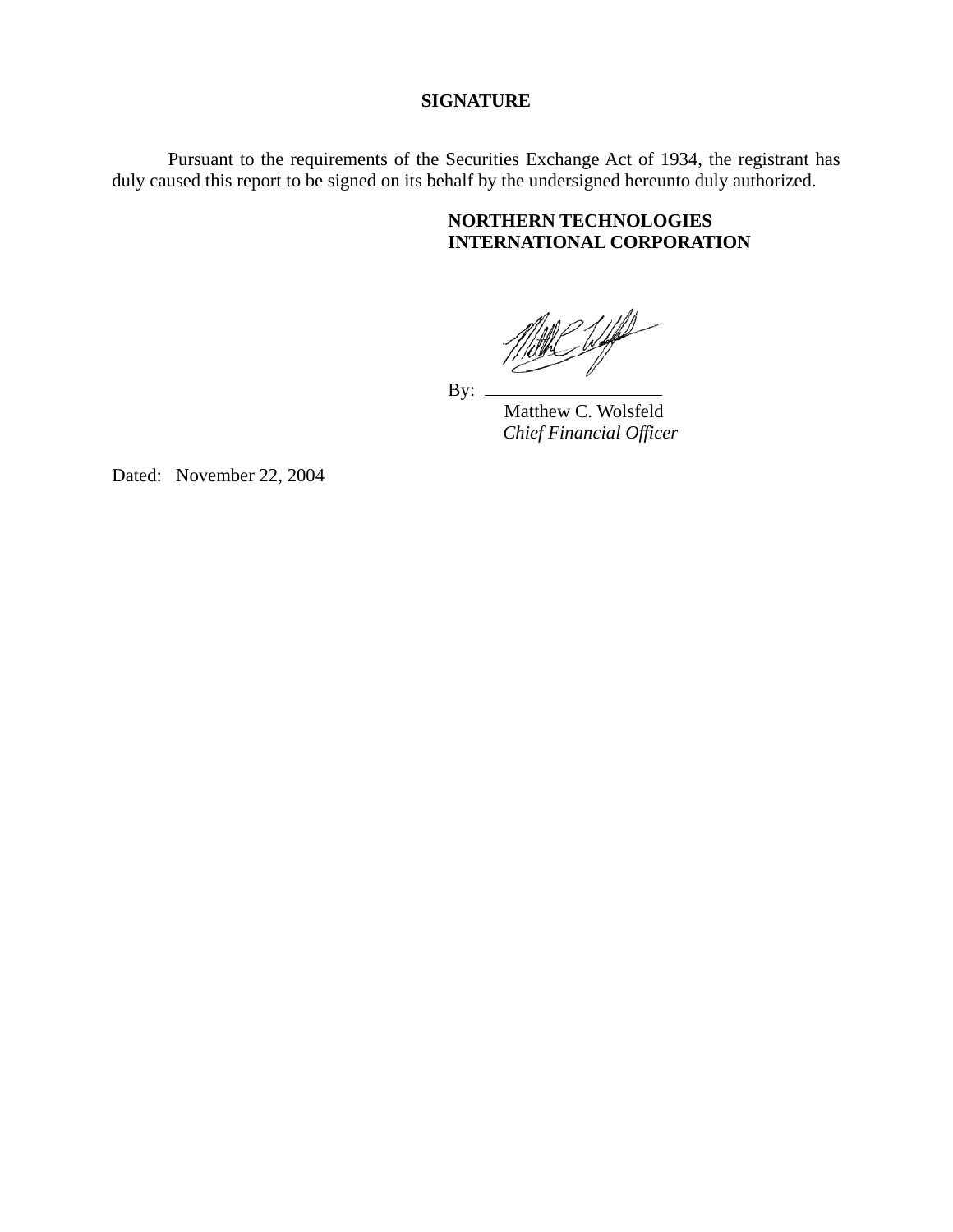**SIGNATURE**

Pursuant to the requirements of the Securities Exchange Act of 1934, the registrant has duly caused this report to be signed on its behalf by the undersigned hereunto duly authorized.

**NORTHERN TECHNOLOGIES INTERNATIONAL CORPORATION**

By: \_\_\_\_\_\_\_\_\_\_\_\_\_\_\_\_\_\_\_\_
Matthew C. Wolsfeld
*Chief Financial Officer*

Dated: November 22, 2004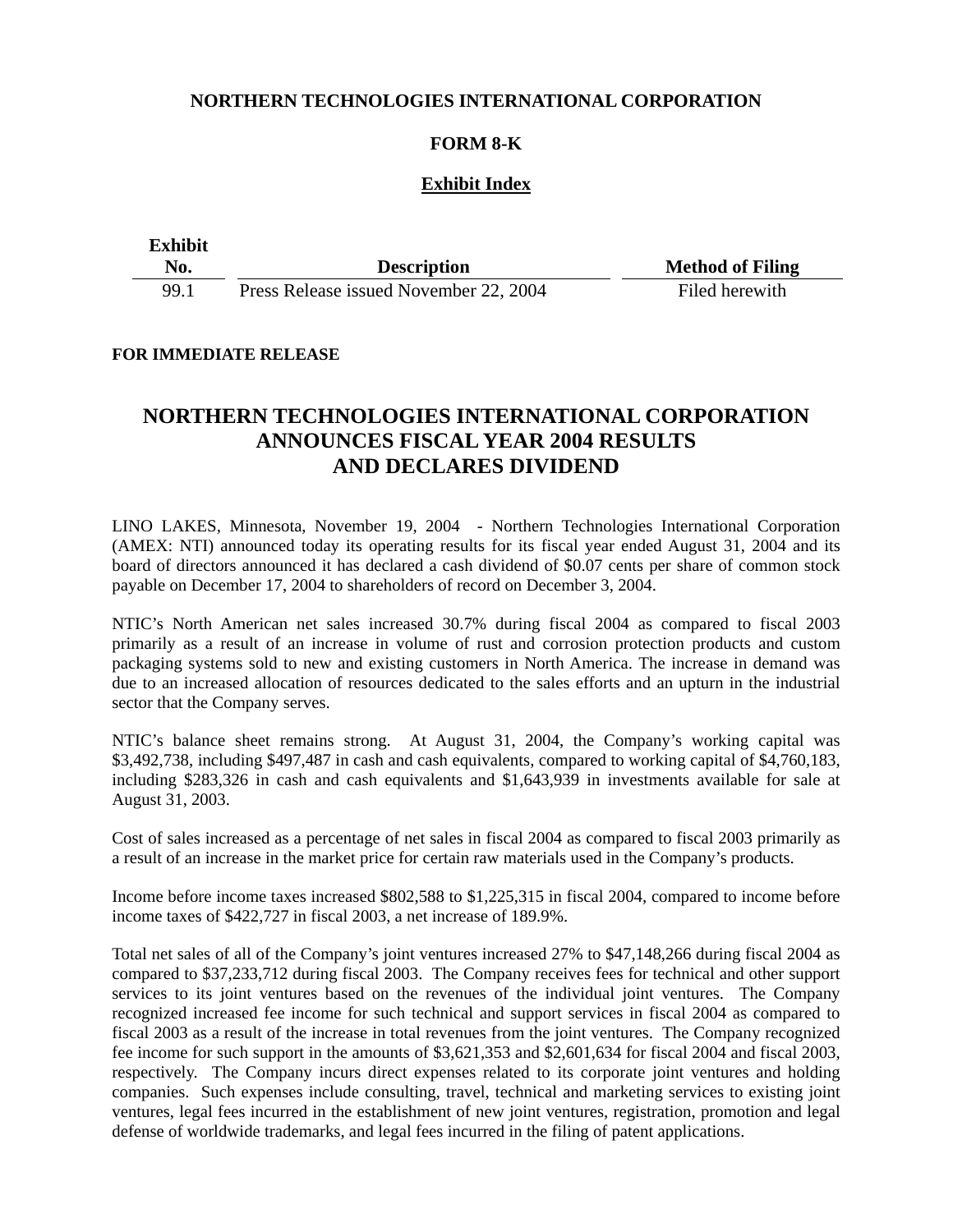**NORTHERN TECHNOLOGIES INTERNATIONAL CORPORATION**

**FORM 8-K**

**Exhibit Index**

| Exhibit No. | Description | Method of Filing |
|---|---|---|
| 99.1 | Press Release issued November 22, 2004 | Filed herewith |

**FOR IMMEDIATE RELEASE**

# NORTHERN TECHNOLOGIES INTERNATIONAL CORPORATION ANNOUNCES FISCAL YEAR 2004 RESULTS AND DECLARES DIVIDEND

LINO LAKES, Minnesota, November 19, 2004 - Northern Technologies International Corporation (AMEX: NTI) announced today its operating results for its fiscal year ended August 31, 2004 and its board of directors announced it has declared a cash dividend of $0.07 cents per share of common stock payable on December 17, 2004 to shareholders of record on December 3, 2004.

NTIC's North American net sales increased 30.7% during fiscal 2004 as compared to fiscal 2003 primarily as a result of an increase in volume of rust and corrosion protection products and custom packaging systems sold to new and existing customers in North America. The increase in demand was due to an increased allocation of resources dedicated to the sales efforts and an upturn in the industrial sector that the Company serves.

NTIC's balance sheet remains strong. At August 31, 2004, the Company's working capital was $3,492,738, including $497,487 in cash and cash equivalents, compared to working capital of $4,760,183, including $283,326 in cash and cash equivalents and $1,643,939 in investments available for sale at August 31, 2003.

Cost of sales increased as a percentage of net sales in fiscal 2004 as compared to fiscal 2003 primarily as a result of an increase in the market price for certain raw materials used in the Company's products.

Income before income taxes increased $802,588 to $1,225,315 in fiscal 2004, compared to income before income taxes of $422,727 in fiscal 2003, a net increase of 189.9%.

Total net sales of all of the Company's joint ventures increased 27% to $47,148,266 during fiscal 2004 as compared to $37,233,712 during fiscal 2003. The Company receives fees for technical and other support services to its joint ventures based on the revenues of the individual joint ventures. The Company recognized increased fee income for such technical and support services in fiscal 2004 as compared to fiscal 2003 as a result of the increase in total revenues from the joint ventures. The Company recognized fee income for such support in the amounts of $3,621,353 and $2,601,634 for fiscal 2004 and fiscal 2003, respectively. The Company incurs direct expenses related to its corporate joint ventures and holding companies. Such expenses include consulting, travel, technical and marketing services to existing joint ventures, legal fees incurred in the establishment of new joint ventures, registration, promotion and legal defense of worldwide trademarks, and legal fees incurred in the filing of patent applications.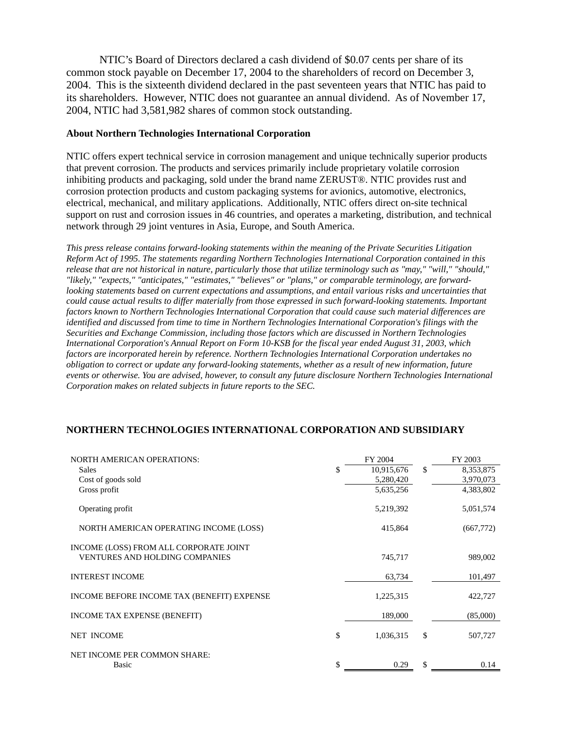NTIC's Board of Directors declared a cash dividend of $0.07 cents per share of its common stock payable on December 17, 2004 to the shareholders of record on December 3, 2004. This is the sixteenth dividend declared in the past seventeen years that NTIC has paid to its shareholders. However, NTIC does not guarantee an annual dividend. As of November 17, 2004, NTIC had 3,581,982 shares of common stock outstanding.

**About Northern Technologies International Corporation**

NTIC offers expert technical service in corrosion management and unique technically superior products that prevent corrosion. The products and services primarily include proprietary volatile corrosion inhibiting products and packaging, sold under the brand name ZERUST®. NTIC provides rust and corrosion protection products and custom packaging systems for avionics, automotive, electronics, electrical, mechanical, and military applications. Additionally, NTIC offers direct on-site technical support on rust and corrosion issues in 46 countries, and operates a marketing, distribution, and technical network through 29 joint ventures in Asia, Europe, and South America.

*This press release contains forward-looking statements within the meaning of the Private Securities Litigation Reform Act of 1995. The statements regarding Northern Technologies International Corporation contained in this release that are not historical in nature, particularly those that utilize terminology such as "may," "will," "should," "likely," "expects," "anticipates," "estimates," "believes" or "plans," or comparable terminology, are forward-looking statements based on current expectations and assumptions, and entail various risks and uncertainties that could cause actual results to differ materially from those expressed in such forward-looking statements. Important factors known to Northern Technologies International Corporation that could cause such material differences are identified and discussed from time to time in Northern Technologies International Corporation's filings with the Securities and Exchange Commission, including those factors which are discussed in Northern Technologies International Corporation's Annual Report on Form 10-KSB for the fiscal year ended August 31, 2003, which factors are incorporated herein by reference. Northern Technologies International Corporation undertakes no obligation to correct or update any forward-looking statements, whether as a result of new information, future events or otherwise. You are advised, however, to consult any future disclosure Northern Technologies International Corporation makes on related subjects in future reports to the SEC.*

**NORTHERN TECHNOLOGIES INTERNATIONAL CORPORATION AND SUBSIDIARY**

| NORTH AMERICAN OPERATIONS: | | FY 2004 | | FY 2003 |
|---|---|---|---|---|
| Sales | $ | 10,915,676 | $ | 8,353,875 |
| Cost of goods sold | | 5,280,420 | | 3,970,073 |
| Gross profit | | 5,635,256 | | 4,383,802 |
| Operating profit | | 5,219,392 | | 5,051,574 |
| NORTH AMERICAN OPERATING INCOME (LOSS) | | 415,864 | | (667,772) |
| INCOME (LOSS) FROM ALL CORPORATE JOINT VENTURES AND HOLDING COMPANIES | | 745,717 | | 989,002 |
| INTEREST INCOME | | 63,734 | | 101,497 |
| INCOME BEFORE INCOME TAX (BENEFIT) EXPENSE | | 1,225,315 | | 422,727 |
| INCOME TAX EXPENSE (BENEFIT) | | 189,000 | | (85,000) |
| NET INCOME | $ | 1,036,315 | $ | 507,727 |
| NET INCOME PER COMMON SHARE: | | | | |
| Basic | $ | 0.29 | $ | 0.14 |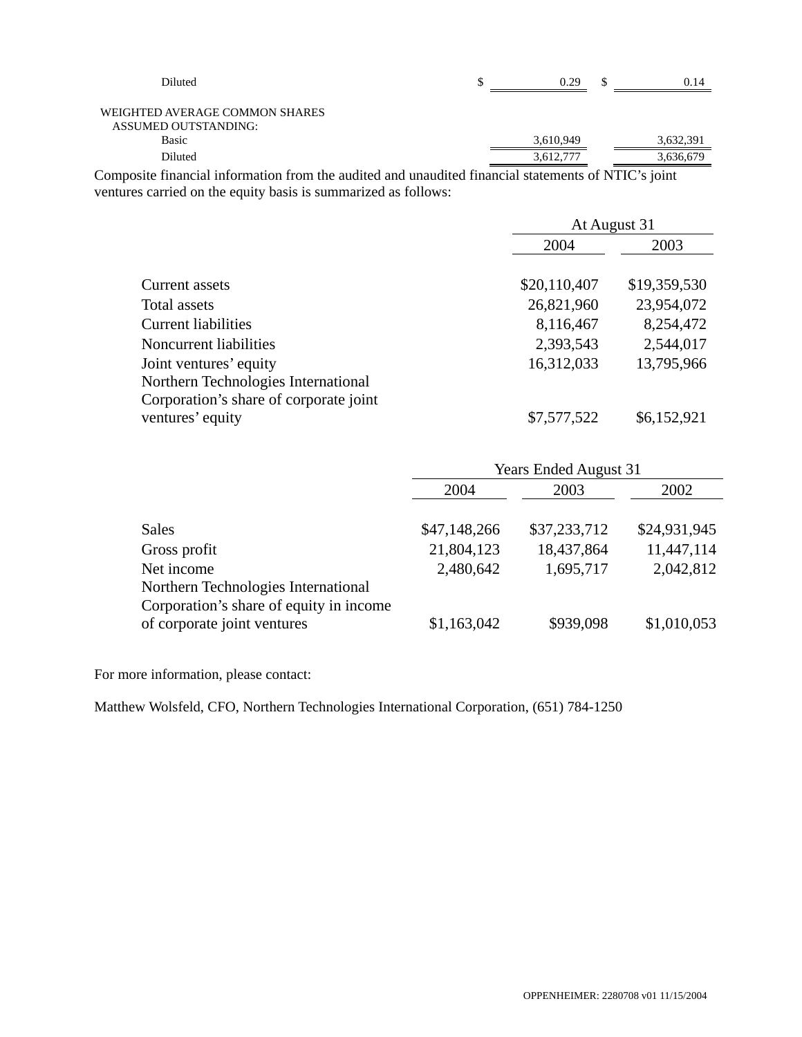| | | |
|---|---|---|
| Diluted | $ 0.29 | $ 0.14 |
| WEIGHTED AVERAGE COMMON SHARES ASSUMED OUTSTANDING: | | |
| Basic | 3,610,949 | 3,632,391 |
| Diluted | 3,612,777 | 3,636,679 |

Composite financial information from the audited and unaudited financial statements of NTIC's joint ventures carried on the equity basis is summarized as follows:

| | At August 31 | |
|---|---|---|
| | 2004 | 2003 |
| Current assets | $20,110,407 | $19,359,530 |
| Total assets | 26,821,960 | 23,954,072 |
| Current liabilities | 8,116,467 | 8,254,472 |
| Noncurrent liabilities | 2,393,543 | 2,544,017 |
| Joint ventures' equity | 16,312,033 | 13,795,966 |
| Northern Technologies International Corporation's share of corporate joint ventures' equity | $7,577,522 | $6,152,921 |

| | Years Ended August 31 | | |
|---|---|---|---|
| | 2004 | 2003 | 2002 |
| Sales | $47,148,266 | $37,233,712 | $24,931,945 |
| Gross profit | 21,804,123 | 18,437,864 | 11,447,114 |
| Net income | 2,480,642 | 1,695,717 | 2,042,812 |
| Northern Technologies International Corporation's share of equity in income of corporate joint ventures | $1,163,042 | $939,098 | $1,010,053 |

For more information, please contact:

Matthew Wolsfeld, CFO, Northern Technologies International Corporation, (651) 784-1250